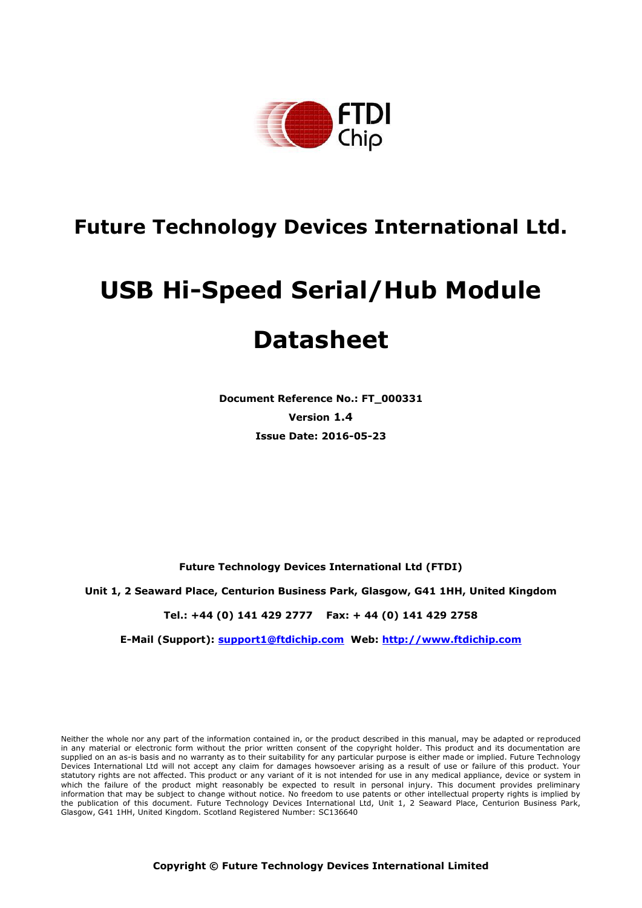# Future Technology Devices International Ltd.

# USB Hi-Speed Serial/Hub Module

# Datasheet

**Document Reference No.: FT_000331**

**Version 1.4**

**Issue Date: 2016-05-23**

**Future Technology Devices International Ltd (FTDI)**

**Unit 1, 2 Seaward Place, Centurion Business Park, Glasgow, G41 1HH, United Kingdom**

**Tel.: +44 (0) 141 429 2777  Fax: + 44 (0) 141 429 2758**

**E-Mail (Support): [support1@ftdichip.com](mailto:support1@ftdichip.com)  Web: [http://www.ftdichip.com](http://www.ftdichip.com)**

Neither the whole nor any part of the information contained in, or the product described in this manual, may be adapted or reproduced in any material or electronic form without the prior written consent of the copyright holder. This product and its documentation are supplied on an as-is basis and no warranty as to their suitability for any particular purpose is either made or implied. Future Technology Devices International Ltd will not accept any claim for damages howsoever arising as a result of use or failure of this product. Your statutory rights are not affected. This product or any variant of it is not intended for use in any medical appliance, device or system in which the failure of the product might reasonably be expected to result in personal injury. This document provides preliminary information that may be subject to change without notice. No freedom to use patents or other intellectual property rights is implied by the publication of this document. Future Technology Devices International Ltd, Unit 1, 2 Seaward Place, Centurion Business Park, Glasgow, G41 1HH, United Kingdom. Scotland Registered Number: SC136640

**Copyright © Future Technology Devices International Limited**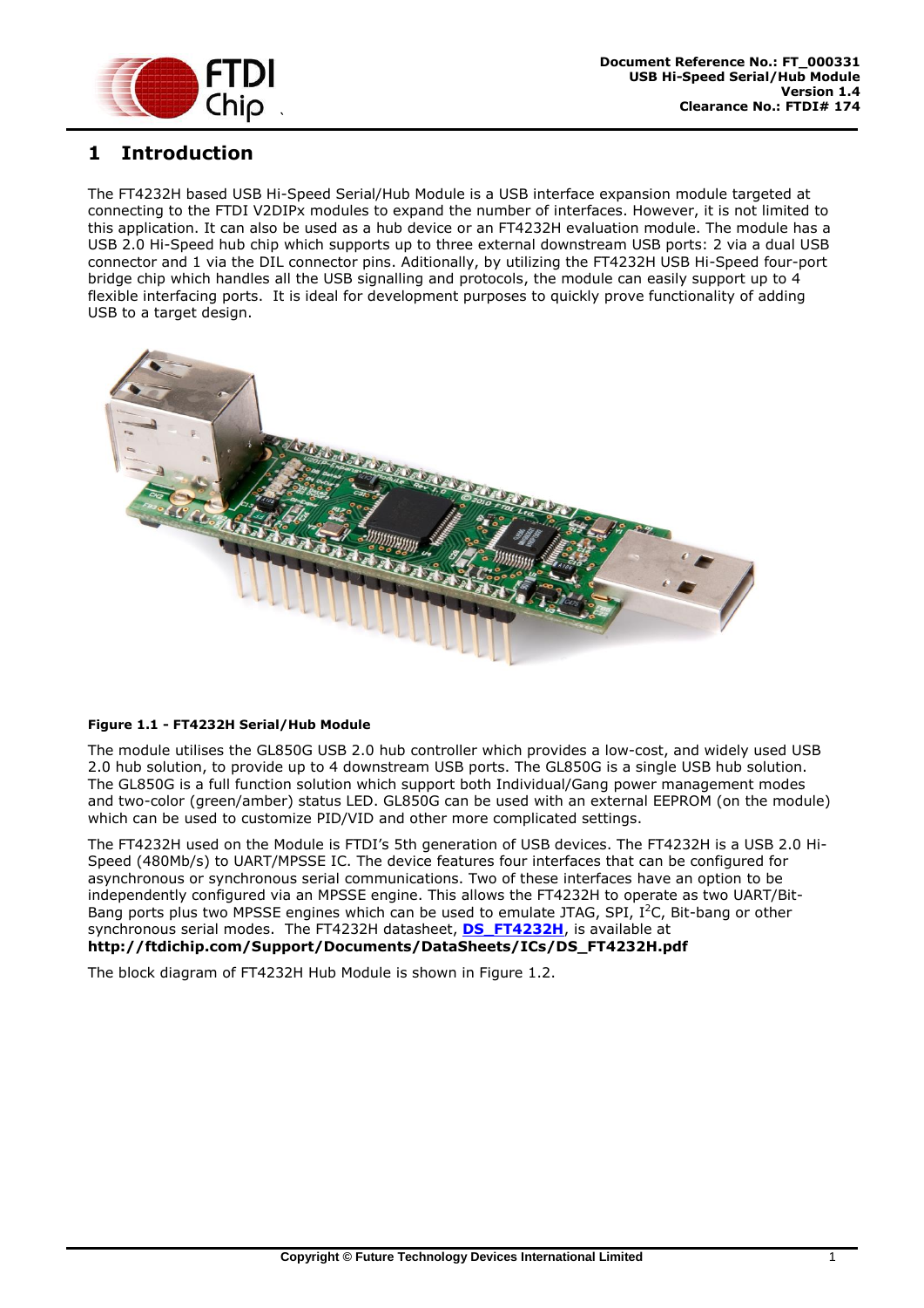# 1 Introduction

The FT4232H based USB Hi-Speed Serial/Hub Module is a USB interface expansion module targeted at connecting to the FTDI V2DIPx modules to expand the number of interfaces. However, it is not limited to this application. It can also be used as a hub device or an FT4232H evaluation module. The module has a USB 2.0 Hi-Speed hub chip which supports up to three external downstream USB ports: 2 via a dual USB connector and 1 via the DIL connector pins. Aditionally, by utilizing the FT4232H USB Hi-Speed four-port bridge chip which handles all the USB signalling and protocols, the module can easily support up to 4 flexible interfacing ports. It is ideal for development purposes to quickly prove functionality of adding USB to a target design.

**Figure 1.1 - FT4232H Serial/Hub Module**

The module utilises the GL850G USB 2.0 hub controller which provides a low-cost, and widely used USB 2.0 hub solution, to provide up to 4 downstream USB ports. The GL850G is a single USB hub solution. The GL850G is a full function solution which support both Individual/Gang power management modes and two-color (green/amber) status LED. GL850G can be used with an external EEPROM (on the module) which can be used to customize PID/VID and other more complicated settings.

The FT4232H used on the Module is FTDI's 5th generation of USB devices. The FT4232H is a USB 2.0 Hi-Speed (480Mb/s) to UART/MPSSE IC. The device features four interfaces that can be configured for asynchronous or synchronous serial communications. Two of these interfaces have an option to be independently configured via an MPSSE engine. This allows the FT4232H to operate as two UART/Bit-Bang ports plus two MPSSE engines which can be used to emulate JTAG, SPI, $I^2C$, Bit-bang or other synchronous serial modes. The FT4232H datasheet, **DS_FT4232H**, is available at **http://ftdichip.com/Support/Documents/DataSheets/ICs/DS_FT4232H.pdf**

The block diagram of FT4232H Hub Module is shown in Figure 1.2.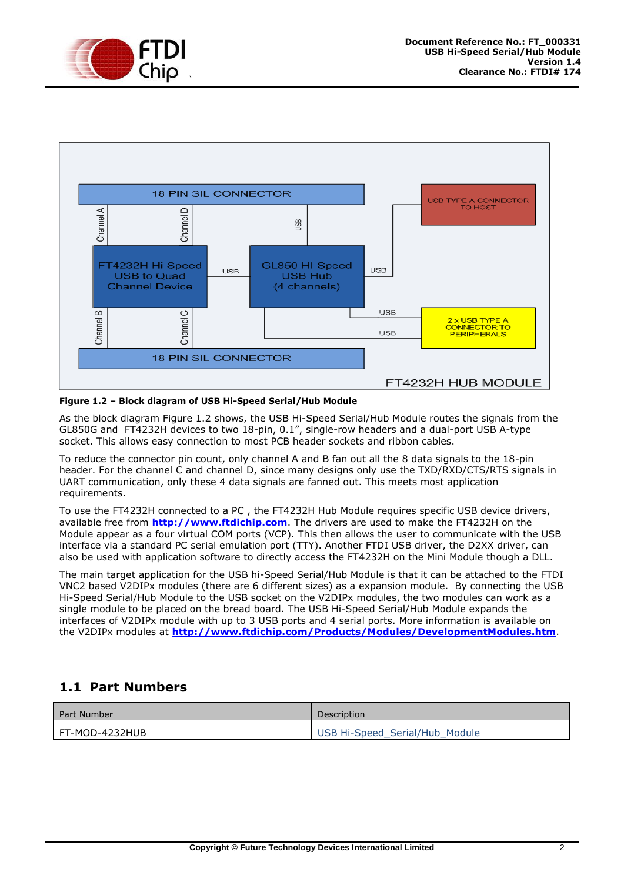18 PIN SIL CONNECTOR

Channel A

Channel D

USB

USB TYPE A CONNECTOR TO HOST

FT4232H Hi-Speed USB to Quad Channel Device

USB

GL850 HI-Speed USB Hub (4 channels)

USB

USB

USB

2 x USB TYPE A CONNECTOR TO PERIPHERALS

Channel B

Channel C

18 PIN SIL CONNECTOR

FT4232H HUB MODULE

**Figure 1.2 – Block diagram of USB Hi-Speed Serial/Hub Module**

As the block diagram Figure 1.2 shows, the USB Hi-Speed Serial/Hub Module routes the signals from the GL850G and FT4232H devices to two 18-pin, 0.1", single-row headers and a dual-port USB A-type socket. This allows easy connection to most PCB header sockets and ribbon cables.

To reduce the connector pin count, only channel A and B fan out all the 8 data signals to the 18-pin header. For the channel C and channel D, since many designs only use the TXD/RXD/CTS/RTS signals in UART communication, only these 4 data signals are fanned out. This meets most application requirements.

To use the FT4232H connected to a PC , the FT4232H Hub Module requires specific USB device drivers, available free from **http://www.ftdichip.com**. The drivers are used to make the FT4232H on the Module appear as a four virtual COM ports (VCP). This then allows the user to communicate with the USB interface via a standard PC serial emulation port (TTY). Another FTDI USB driver, the D2XX driver, can also be used with application software to directly access the FT4232H on the Mini Module though a DLL.

The main target application for the USB hi-Speed Serial/Hub Module is that it can be attached to the FTDI VNC2 based V2DIPx modules (there are 6 different sizes) as a expansion module. By connecting the USB Hi-Speed Serial/Hub Module to the USB socket on the V2DIPx modules, the two modules can work as a single module to be placed on the bread board. The USB Hi-Speed Serial/Hub Module expands the interfaces of V2DIPx module with up to 3 USB ports and 4 serial ports. More information is available on the V2DIPx modules at **http://www.ftdichip.com/Products/Modules/DevelopmentModules.htm**.

## 1.1 Part Numbers

| Part Number | Description |
| --- | --- |
| FT-MOD-4232HUB | USB Hi-Speed_Serial/Hub_Module |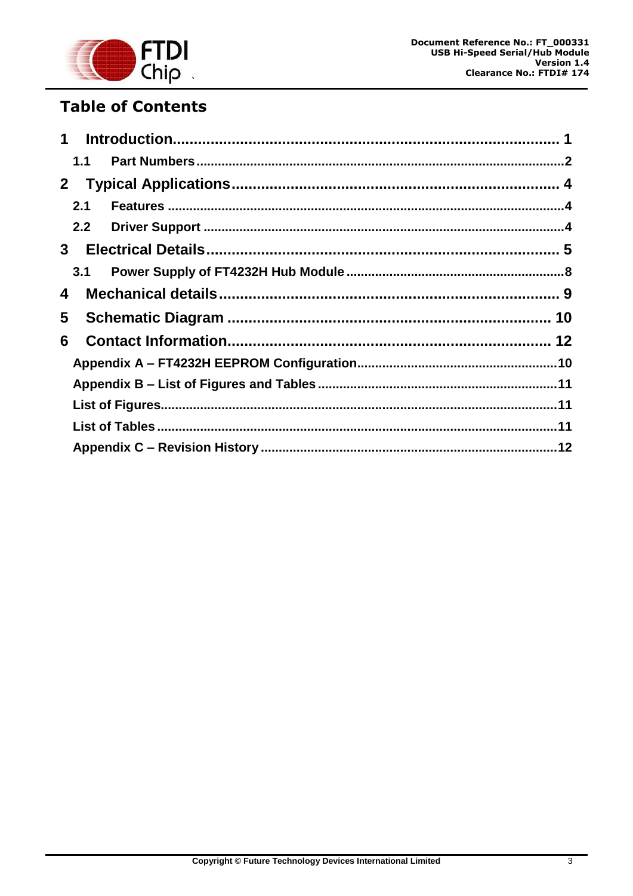## Table of Contents

1 Introduction........................................................................................ 1

  1.1 Part Numbers......................................................................................................2

2 Typical Applications.............................................................................. 4

  2.1 Features ..............................................................................................................4

  2.2 Driver Support ....................................................................................................4

3 Electrical Details.................................................................................... 5

  3.1 Power Supply of FT4232H Hub Module .............................................................8

4 Mechanical details.................................................................................. 9

5 Schematic Diagram ............................................................................... 10

6 Contact Information............................................................................... 12

  Appendix A – FT4232H EEPROM Configuration........................................................10

  Appendix B – List of Figures and Tables ..................................................................11

  List of Figures..............................................................................................................11

  List of Tables ...............................................................................................................11

  Appendix C – Revision History ..................................................................................12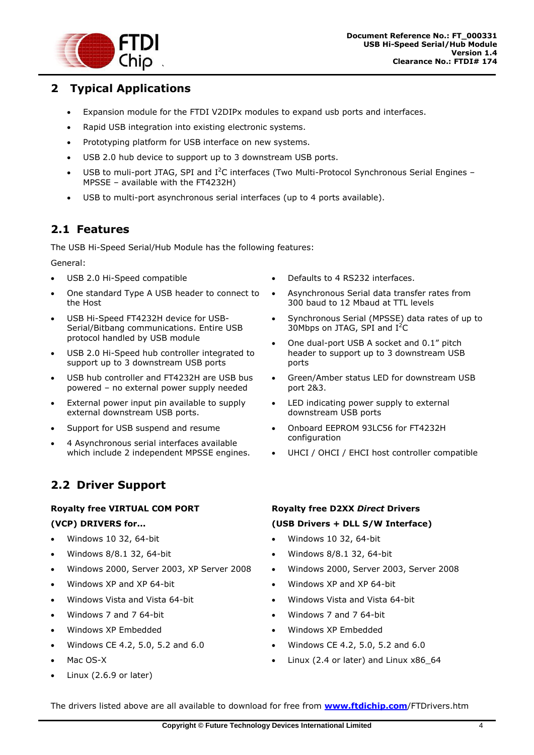## 2 Typical Applications

- Expansion module for the FTDI V2DIPx modules to expand usb ports and interfaces.
- Rapid USB integration into existing electronic systems.
- Prototyping platform for USB interface on new systems.
- USB 2.0 hub device to support up to 3 downstream USB ports.
- USB to muli-port JTAG, SPI and $I^2C$ interfaces (Two Multi-Protocol Synchronous Serial Engines – MPSSE – available with the FT4232H)
- USB to multi-port asynchronous serial interfaces (up to 4 ports available).

### 2.1 Features

The USB Hi-Speed Serial/Hub Module has the following features:

General:

- USB 2.0 Hi-Speed compatible
- One standard Type A USB header to connect to the Host
- USB Hi-Speed FT4232H device for USB-Serial/Bitbang communications. Entire USB protocol handled by USB module
- USB 2.0 Hi-Speed hub controller integrated to support up to 3 downstream USB ports
- USB hub controller and FT4232H are USB bus powered – no external power supply needed
- External power input pin available to supply external downstream USB ports.
- Support for USB suspend and resume
- 4 Asynchronous serial interfaces available which include 2 independent MPSSE engines.
- Defaults to 4 RS232 interfaces.
- Asynchronous Serial data transfer rates from 300 baud to 12 Mbaud at TTL levels
- Synchronous Serial (MPSSE) data rates of up to 30Mbps on JTAG, SPI and $I^2C$
- One dual-port USB A socket and 0.1" pitch header to support up to 3 downstream USB ports
- Green/Amber status LED for downstream USB port 2&3.
- LED indicating power supply to external downstream USB ports
- Onboard EEPROM 93LC56 for FT4232H configuration
- UHCI / OHCI / EHCI host controller compatible

### 2.2 Driver Support

**Royalty free VIRTUAL COM PORT (VCP) DRIVERS for...**

- Windows 10 32, 64-bit
- Windows 8/8.1 32, 64-bit
- Windows 2000, Server 2003, XP Server 2008
- Windows XP and XP 64-bit
- Windows Vista and Vista 64-bit
- Windows 7 and 7 64-bit
- Windows XP Embedded
- Windows CE 4.2, 5.0, 5.2 and 6.0
- Mac OS-X
- Linux (2.6.9 or later)

**Royalty free D2XX *Direct* Drivers (USB Drivers + DLL S/W Interface)**

- Windows 10 32, 64-bit
- Windows 8/8.1 32, 64-bit
- Windows 2000, Server 2003, Server 2008
- Windows XP and XP 64-bit
- Windows Vista and Vista 64-bit
- Windows 7 and 7 64-bit
- Windows XP Embedded
- Windows CE 4.2, 5.0, 5.2 and 6.0
- Linux (2.4 or later) and Linux x86_64

The drivers listed above are all available to download for free from **www.ftdichip.com**/FTDrivers.htm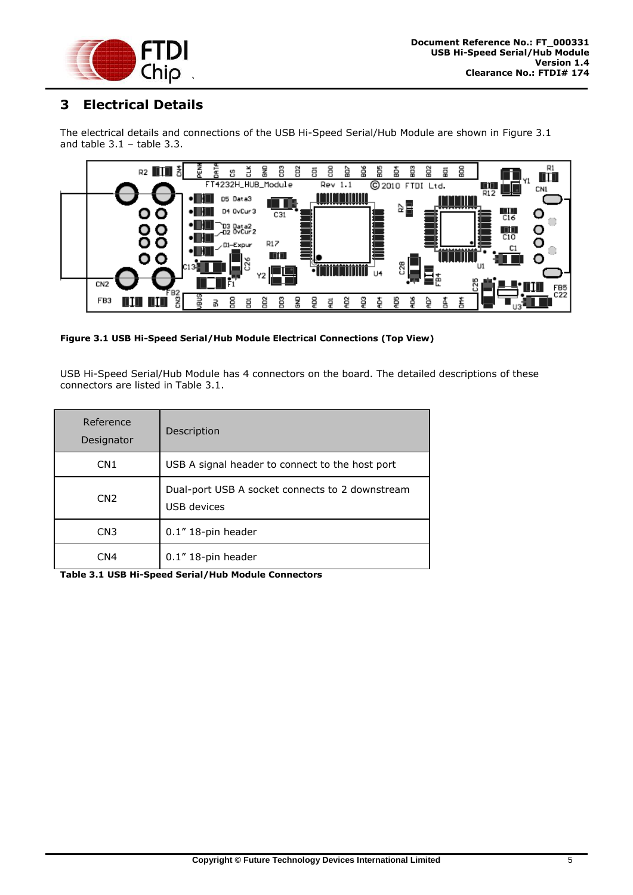# 3 Electrical Details

The electrical details and connections of the USB Hi-Speed Serial/Hub Module are shown in Figure 3.1 and table 3.1 – table 3.3.

**Figure 3.1 USB Hi-Speed Serial/Hub Module Electrical Connections (Top View)**

USB Hi-Speed Serial/Hub Module has 4 connectors on the board. The detailed descriptions of these connectors are listed in Table 3.1.

| Reference Designator | Description |
|---|---|
| CN1 | USB A signal header to connect to the host port |
| CN2 | Dual-port USB A socket connects to 2 downstream USB devices |
| CN3 | 0.1" 18-pin header |
| CN4 | 0.1" 18-pin header |

**Table 3.1 USB Hi-Speed Serial/Hub Module Connectors**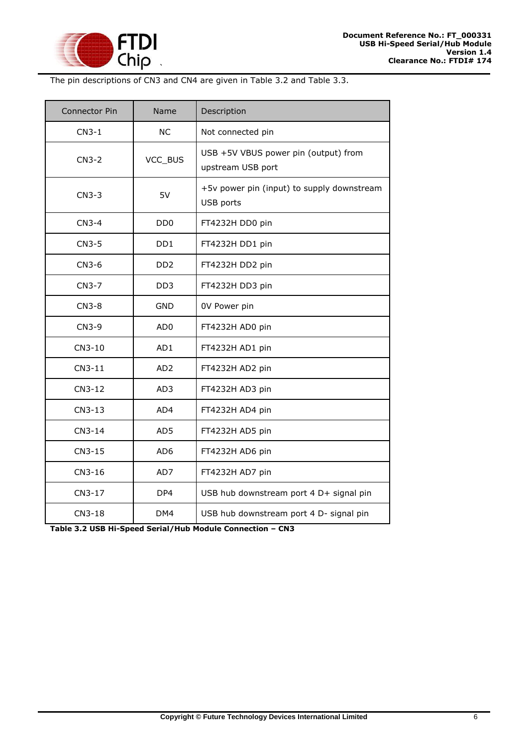The pin descriptions of CN3 and CN4 are given in Table 3.2 and Table 3.3.

| Connector Pin | Name | Description |
|---|---|---|
| CN3-1 | NC | Not connected pin |
| CN3-2 | VCC_BUS | USB +5V VBUS power pin (output) from upstream USB port |
| CN3-3 | 5V | +5v power pin (input) to supply downstream USB ports |
| CN3-4 | DD0 | FT4232H DD0 pin |
| CN3-5 | DD1 | FT4232H DD1 pin |
| CN3-6 | DD2 | FT4232H DD2 pin |
| CN3-7 | DD3 | FT4232H DD3 pin |
| CN3-8 | GND | 0V Power pin |
| CN3-9 | AD0 | FT4232H AD0 pin |
| CN3-10 | AD1 | FT4232H AD1 pin |
| CN3-11 | AD2 | FT4232H AD2 pin |
| CN3-12 | AD3 | FT4232H AD3 pin |
| CN3-13 | AD4 | FT4232H AD4 pin |
| CN3-14 | AD5 | FT4232H AD5 pin |
| CN3-15 | AD6 | FT4232H AD6 pin |
| CN3-16 | AD7 | FT4232H AD7 pin |
| CN3-17 | DP4 | USB hub downstream port 4 D+ signal pin |
| CN3-18 | DM4 | USB hub downstream port 4 D- signal pin |

**Table 3.2 USB Hi-Speed Serial/Hub Module Connection – CN3**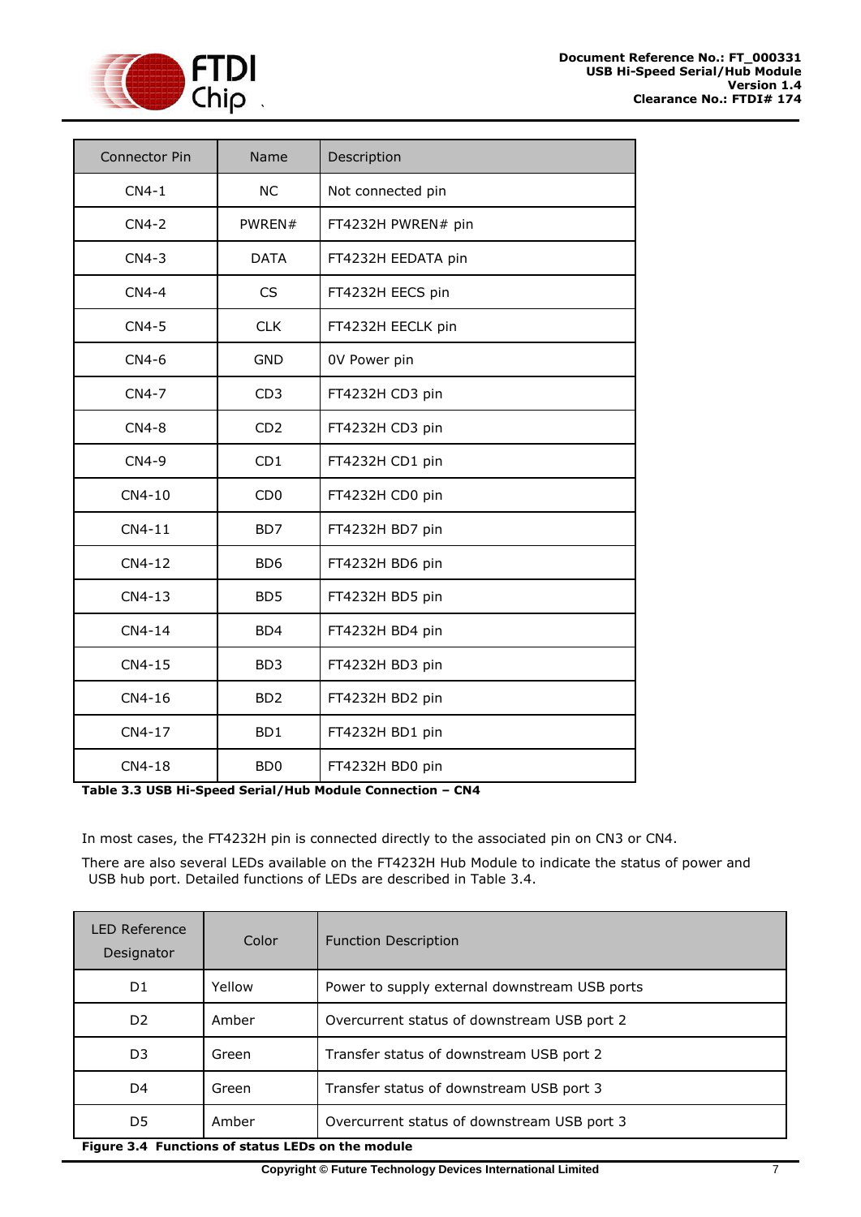| Connector Pin | Name | Description |
|---|---|---|
| CN4-1 | NC | Not connected pin |
| CN4-2 | PWREN# | FT4232H PWREN# pin |
| CN4-3 | DATA | FT4232H EEDATA pin |
| CN4-4 | CS | FT4232H EECS pin |
| CN4-5 | CLK | FT4232H EECLK pin |
| CN4-6 | GND | 0V Power pin |
| CN4-7 | CD3 | FT4232H CD3 pin |
| CN4-8 | CD2 | FT4232H CD3 pin |
| CN4-9 | CD1 | FT4232H CD1 pin |
| CN4-10 | CD0 | FT4232H CD0 pin |
| CN4-11 | BD7 | FT4232H BD7 pin |
| CN4-12 | BD6 | FT4232H BD6 pin |
| CN4-13 | BD5 | FT4232H BD5 pin |
| CN4-14 | BD4 | FT4232H BD4 pin |
| CN4-15 | BD3 | FT4232H BD3 pin |
| CN4-16 | BD2 | FT4232H BD2 pin |
| CN4-17 | BD1 | FT4232H BD1 pin |
| CN4-18 | BD0 | FT4232H BD0 pin |

**Table 3.3 USB Hi-Speed Serial/Hub Module Connection – CN4**

In most cases, the FT4232H pin is connected directly to the associated pin on CN3 or CN4.

There are also several LEDs available on the FT4232H Hub Module to indicate the status of power and USB hub port. Detailed functions of LEDs are described in Table 3.4.

| LED Reference Designator | Color | Function Description |
|---|---|---|
| D1 | Yellow | Power to supply external downstream USB ports |
| D2 | Amber | Overcurrent status of downstream USB port 2 |
| D3 | Green | Transfer status of downstream USB port 2 |
| D4 | Green | Transfer status of downstream USB port 3 |
| D5 | Amber | Overcurrent status of downstream USB port 3 |

**Figure 3.4 Functions of status LEDs on the module**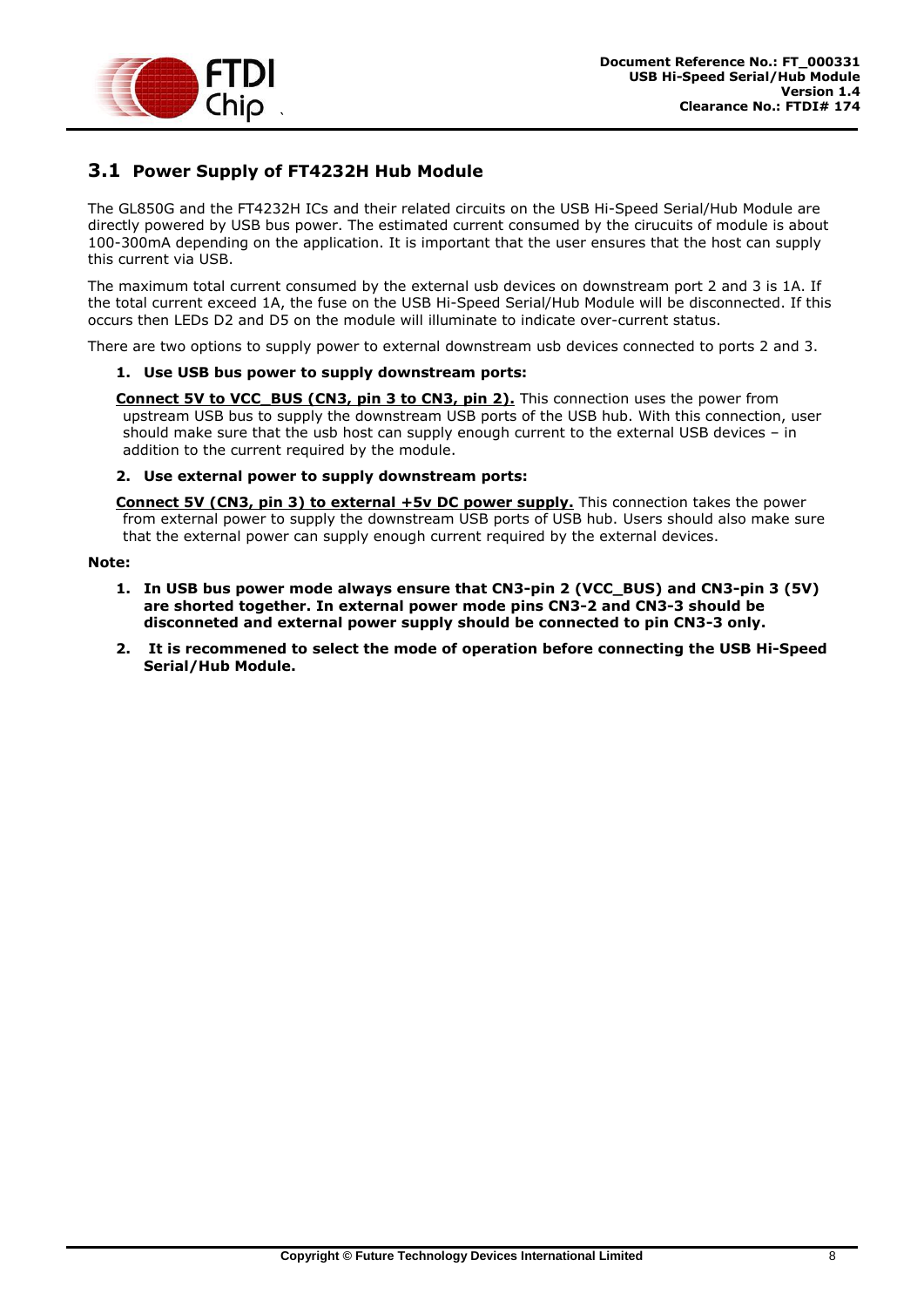## 3.1 Power Supply of FT4232H Hub Module

The GL850G and the FT4232H ICs and their related circuits on the USB Hi-Speed Serial/Hub Module are directly powered by USB bus power. The estimated current consumed by the cirucuits of module is about 100-300mA depending on the application. It is important that the user ensures that the host can supply this current via USB.

The maximum total current consumed by the external usb devices on downstream port 2 and 3 is 1A. If the total current exceed 1A, the fuse on the USB Hi-Speed Serial/Hub Module will be disconnected. If this occurs then LEDs D2 and D5 on the module will illuminate to indicate over-current status.

There are two options to supply power to external downstream usb devices connected to ports 2 and 3.

1. **Use USB bus power to supply downstream ports:**

   **<u>Connect 5V to VCC_BUS (CN3, pin 3 to CN3, pin 2).</u>** This connection uses the power from upstream USB bus to supply the downstream USB ports of the USB hub. With this connection, user should make sure that the usb host can supply enough current to the external USB devices – in addition to the current required by the module.

2. **Use external power to supply downstream ports:**

   **<u>Connect 5V (CN3, pin 3) to external +5v DC power supply.</u>** This connection takes the power from external power to supply the downstream USB ports of USB hub. Users should also make sure that the external power can supply enough current required by the external devices.

**Note:**

1. **In USB bus power mode always ensure that CN3-pin 2 (VCC_BUS) and CN3-pin 3 (5V) are shorted together. In external power mode pins CN3-2 and CN3-3 should be disconneted and external power supply should be connected to pin CN3-3 only.**
2. **It is recommened to select the mode of operation before connecting the USB Hi-Speed Serial/Hub Module.**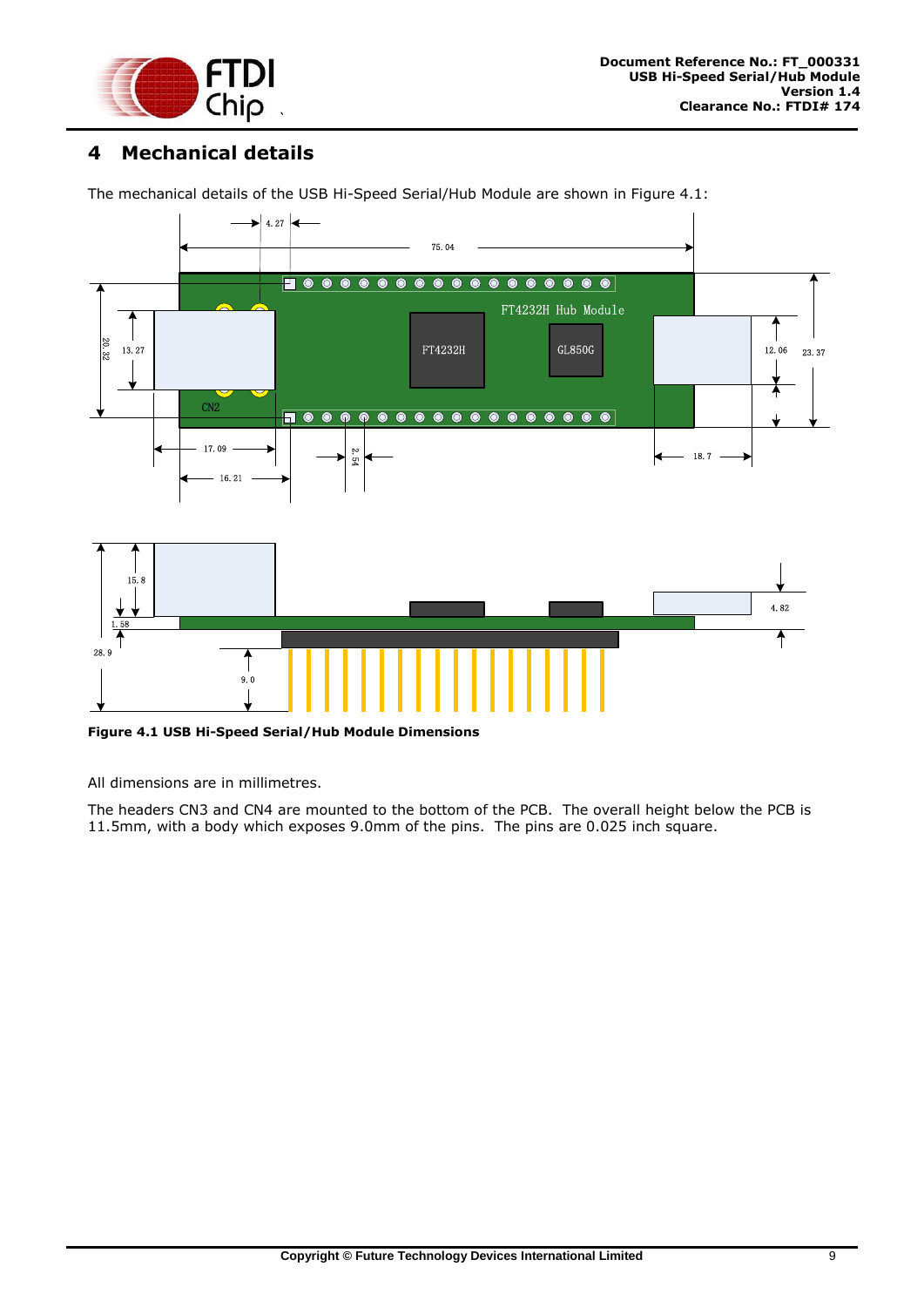# 4 Mechanical details

The mechanical details of the USB Hi-Speed Serial/Hub Module are shown in Figure 4.1:

4.27
75.04
FT4232H Hub Module
FT4232H
GL850G
CN2
20.32
13.27
12.06
23.37
17.09
16.21
2.54
18.7
15.8
1.58
28.9
9.0
4.82

**Figure 4.1 USB Hi-Speed Serial/Hub Module Dimensions**

All dimensions are in millimetres.

The headers CN3 and CN4 are mounted to the bottom of the PCB. The overall height below the PCB is 11.5mm, with a body which exposes 9.0mm of the pins. The pins are 0.025 inch square.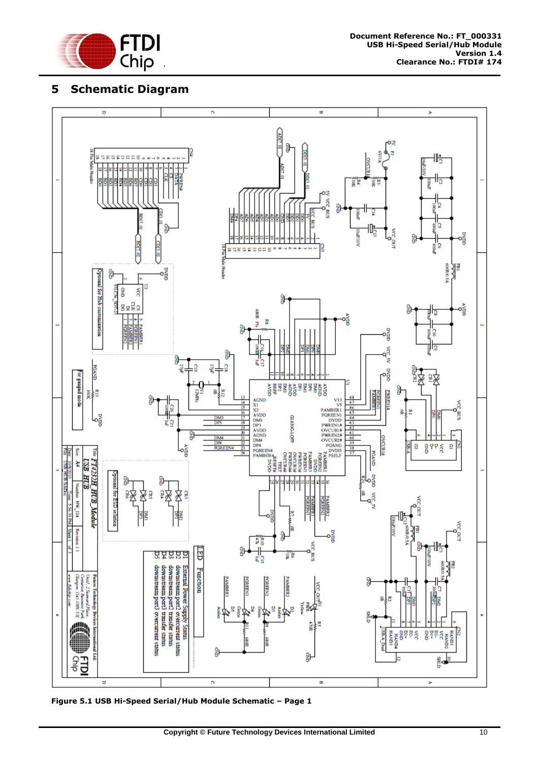# 5 Schematic Diagram

Figure 5.1 USB Hi-Speed Serial/Hub Module Schematic – Page 1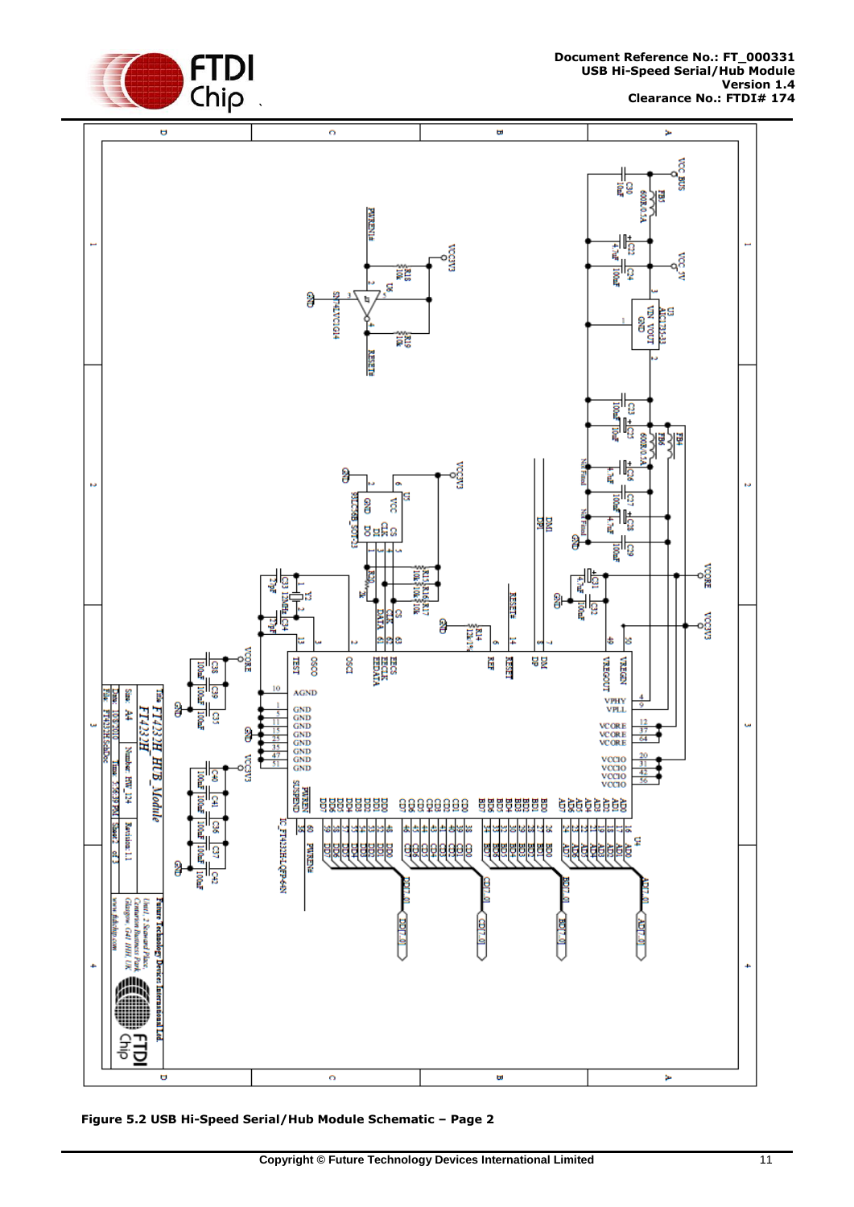Figure 5.2 USB Hi-Speed Serial/Hub Module Schematic – Page 2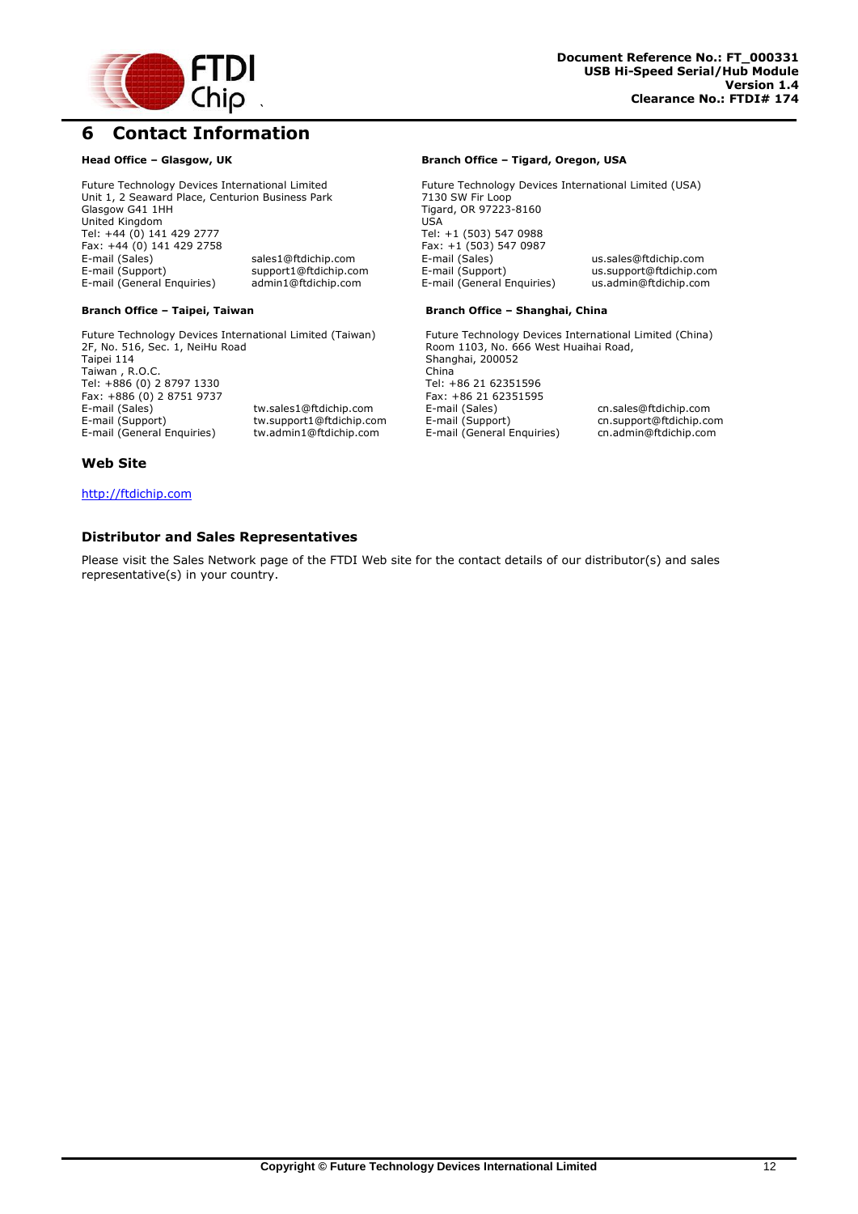# 6 Contact Information

**Head Office – Glasgow, UK**

Future Technology Devices International Limited
Unit 1, 2 Seaward Place, Centurion Business Park
Glasgow G41 1HH
United Kingdom
Tel: +44 (0) 141 429 2777
Fax: +44 (0) 141 429 2758

E-mail (Sales) sales1@ftdichip.com
E-mail (Support) support1@ftdichip.com
E-mail (General Enquiries) admin1@ftdichip.com

**Branch Office – Tigard, Oregon, USA**

Future Technology Devices International Limited (USA)
7130 SW Fir Loop
Tigard, OR 97223-8160
USA
Tel: +1 (503) 547 0988
Fax: +1 (503) 547 0987

E-mail (Sales) us.sales@ftdichip.com
E-mail (Support) us.support@ftdichip.com
E-mail (General Enquiries) us.admin@ftdichip.com

**Branch Office – Taipei, Taiwan**

Future Technology Devices International Limited (Taiwan)
2F, No. 516, Sec. 1, NeiHu Road
Taipei 114
Taiwan , R.O.C.
Tel: +886 (0) 2 8797 1330
Fax: +886 (0) 2 8751 9737

E-mail (Sales) tw.sales1@ftdichip.com
E-mail (Support) tw.support1@ftdichip.com
E-mail (General Enquiries) tw.admin1@ftdichip.com

**Branch Office – Shanghai, China**

Future Technology Devices International Limited (China)
Room 1103, No. 666 West Huaihai Road,
Shanghai, 200052
China
Tel: +86 21 62351596
Fax: +86 21 62351595

E-mail (Sales) cn.sales@ftdichip.com
E-mail (Support) cn.support@ftdichip.com
E-mail (General Enquiries) cn.admin@ftdichip.com

### Web Site

http://ftdichip.com

### Distributor and Sales Representatives

Please visit the Sales Network page of the FTDI Web site for the contact details of our distributor(s) and sales representative(s) in your country.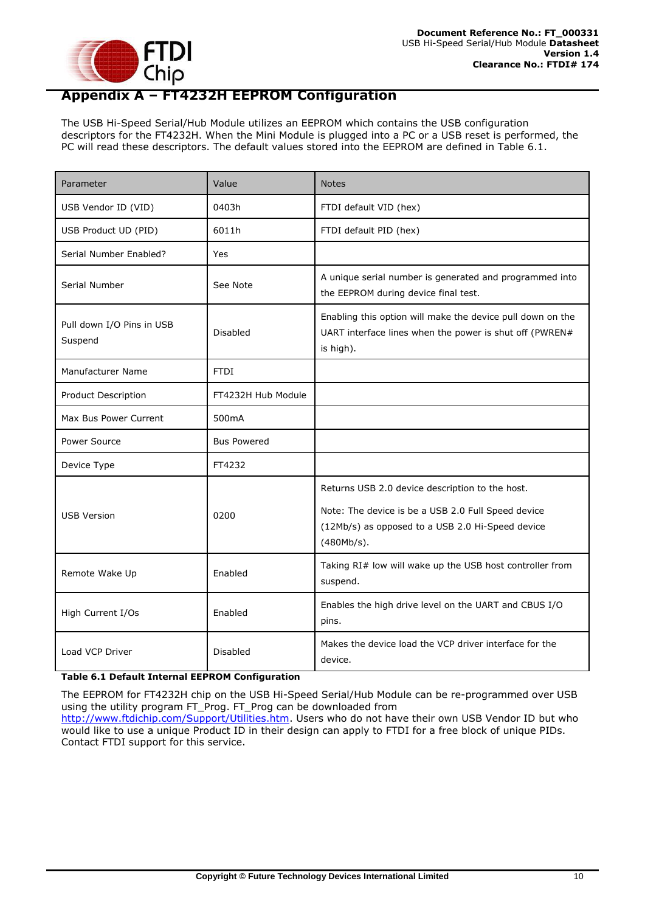# Appendix A – FT4232H EEPROM Configuration

The USB Hi-Speed Serial/Hub Module utilizes an EEPROM which contains the USB configuration descriptors for the FT4232H. When the Mini Module is plugged into a PC or a USB reset is performed, the PC will read these descriptors. The default values stored into the EEPROM are defined in Table 6.1.

| Parameter | Value | Notes |
|---|---|---|
| USB Vendor ID (VID) | 0403h | FTDI default VID (hex) |
| USB Product UD (PID) | 6011h | FTDI default PID (hex) |
| Serial Number Enabled? | Yes | |
| Serial Number | See Note | A unique serial number is generated and programmed into the EEPROM during device final test. |
| Pull down I/O Pins in USB Suspend | Disabled | Enabling this option will make the device pull down on the UART interface lines when the power is shut off (PWREN# is high). |
| Manufacturer Name | FTDI | |
| Product Description | FT4232H Hub Module | |
| Max Bus Power Current | 500mA | |
| Power Source | Bus Powered | |
| Device Type | FT4232 | |
| USB Version | 0200 | Returns USB 2.0 device description to the host.<br><br>Note: The device is be a USB 2.0 Full Speed device (12Mb/s) as opposed to a USB 2.0 Hi-Speed device (480Mb/s). |
| Remote Wake Up | Enabled | Taking RI# low will wake up the USB host controller from suspend. |
| High Current I/Os | Enabled | Enables the high drive level on the UART and CBUS I/O pins. |
| Load VCP Driver | Disabled | Makes the device load the VCP driver interface for the device. |

**Table 6.1 Default Internal EEPROM Configuration**

The EEPROM for FT4232H chip on the USB Hi-Speed Serial/Hub Module can be re-programmed over USB using the utility program FT_Prog. FT_Prog can be downloaded from http://www.ftdichip.com/Support/Utilities.htm. Users who do not have their own USB Vendor ID but who would like to use a unique Product ID in their design can apply to FTDI for a free block of unique PIDs. Contact FTDI support for this service.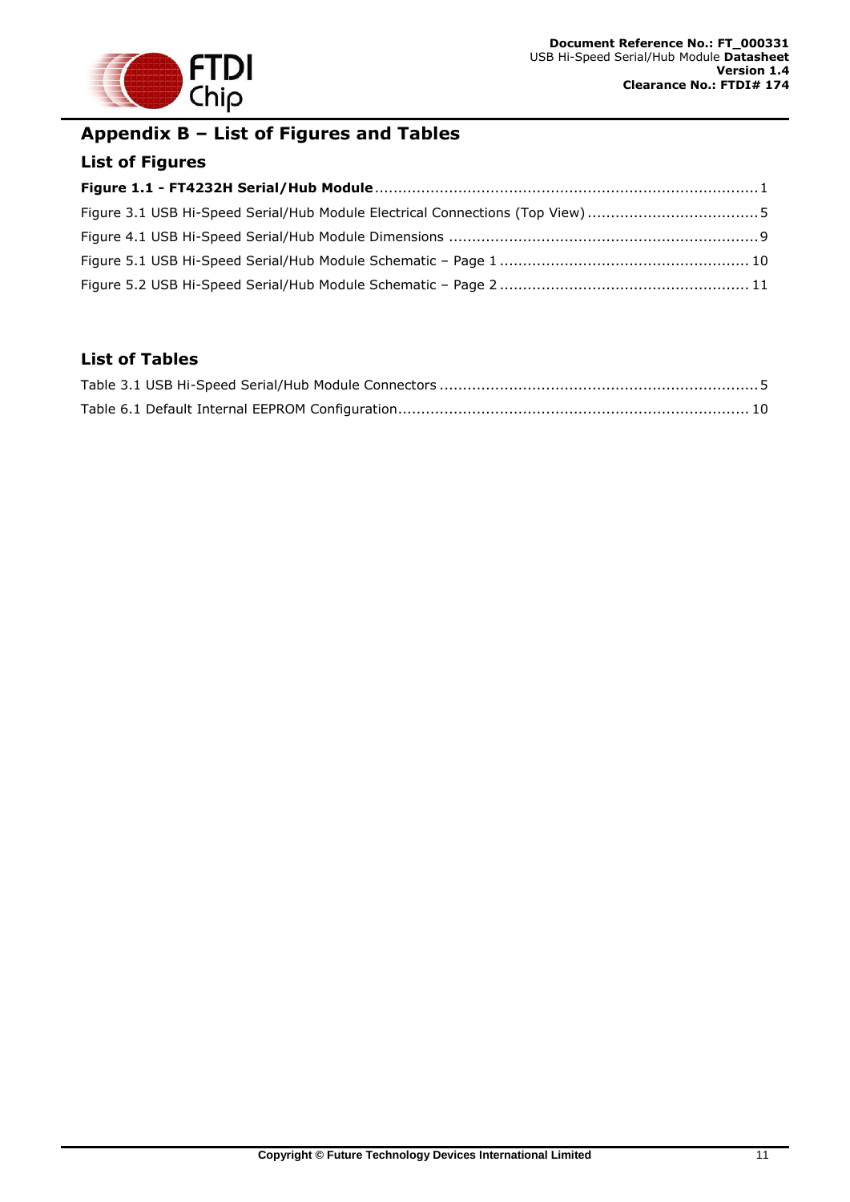# Appendix B – List of Figures and Tables

## List of Figures

**Figure 1.1 - FT4232H Serial/Hub Module** .......... 1

Figure 3.1 USB Hi-Speed Serial/Hub Module Electrical Connections (Top View) .......... 5

Figure 4.1 USB Hi-Speed Serial/Hub Module Dimensions .......... 9

Figure 5.1 USB Hi-Speed Serial/Hub Module Schematic – Page 1 .......... 10

Figure 5.2 USB Hi-Speed Serial/Hub Module Schematic – Page 2 .......... 11

## List of Tables

Table 3.1 USB Hi-Speed Serial/Hub Module Connectors .......... 5

Table 6.1 Default Internal EEPROM Configuration .......... 10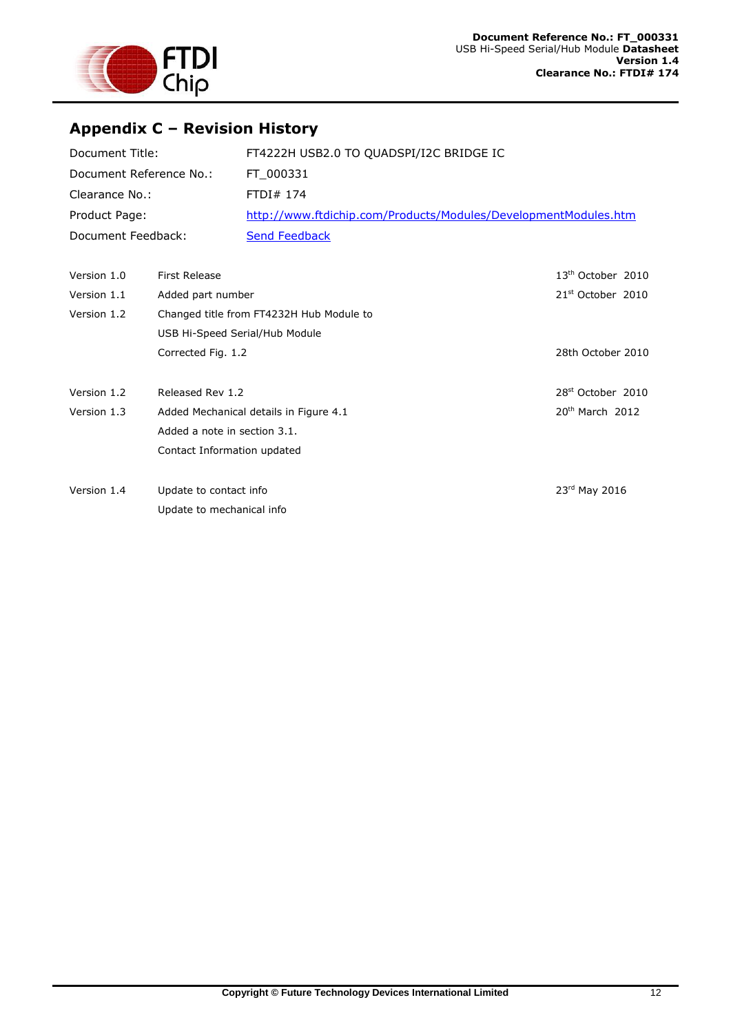# Appendix C – Revision History

| | |
|---|---|
| Document Title: | FT4222H USB2.0 TO QUADSPI/I2C BRIDGE IC |
| Document Reference No.: | FT_000331 |
| Clearance No.: | FTDI# 174 |
| Product Page: | [http://www.ftdichip.com/Products/Modules/DevelopmentModules.htm](http://www.ftdichip.com/Products/Modules/DevelopmentModules.htm) |
| Document Feedback: | [Send Feedback]() |

| | | |
|---|---|---|
| Version 1.0 | First Release | 13th October 2010 |
| Version 1.1 | Added part number | 21st October 2010 |
| Version 1.2 | Changed title from FT4232H Hub Module to USB Hi-Speed Serial/Hub Module | |
| | Corrected Fig. 1.2 | 28th October 2010 |
| Version 1.2 | Released Rev 1.2 | 28st October 2010 |
| Version 1.3 | Added Mechanical details in Figure 4.1 | 20th March 2012 |
| | Added a note in section 3.1. | |
| | Contact Information updated | |
| Version 1.4 | Update to contact info | 23rd May 2016 |
| | Update to mechanical info | |